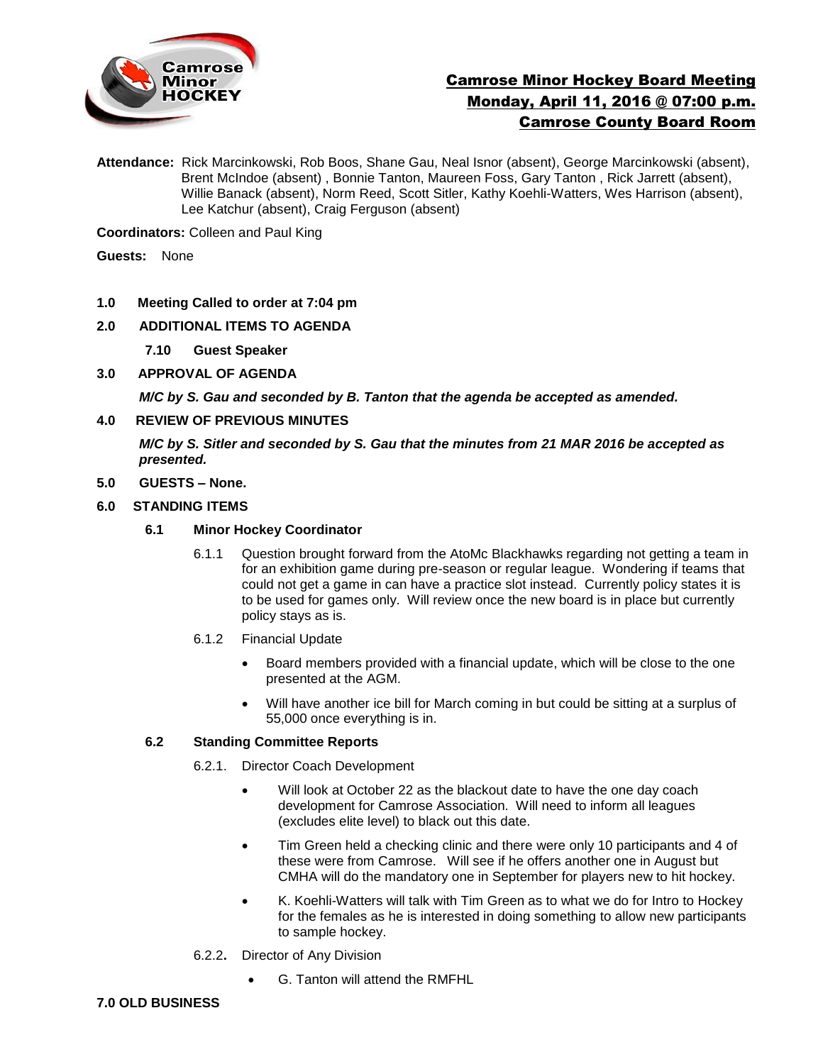# Camrose Minor Hockey Board Meeting
## Monday, April 11, 2016 @ 07:00 p.m.
## Camrose County Board Room

**Attendance:** Rick Marcinkowski, Rob Boos, Shane Gau, Neal Isnor (absent), George Marcinkowski (absent), Brent McIndoe (absent) , Bonnie Tanton, Maureen Foss, Gary Tanton , Rick Jarrett (absent), Willie Banack (absent), Norm Reed, Scott Sitler, Kathy Koehli-Watters, Wes Harrison (absent), Lee Katchur (absent), Craig Ferguson (absent)

**Coordinators:** Colleen and Paul King

**Guests:** None

**1.0 Meeting Called to order at 7:04 pm**

**2.0 ADDITIONAL ITEMS TO AGENDA**

**7.10 Guest Speaker**

**3.0 APPROVAL OF AGENDA**

***M/C by S. Gau and seconded by B. Tanton that the agenda be accepted as amended.***

**4.0 REVIEW OF PREVIOUS MINUTES**

***M/C by S. Sitler and seconded by S. Gau that the minutes from 21 MAR 2016 be accepted as presented.***

**5.0 GUESTS – None.**

**6.0 STANDING ITEMS**

**6.1 Minor Hockey Coordinator**

6.1.1 Question brought forward from the AtoMc Blackhawks regarding not getting a team in for an exhibition game during pre-season or regular league. Wondering if teams that could not get a game in can have a practice slot instead. Currently policy states it is to be used for games only. Will review once the new board is in place but currently policy stays as is.

6.1.2 Financial Update

- Board members provided with a financial update, which will be close to the one presented at the AGM.
- Will have another ice bill for March coming in but could be sitting at a surplus of 55,000 once everything is in.

**6.2 Standing Committee Reports**

6.2.1. Director Coach Development

- Will look at October 22 as the blackout date to have the one day coach development for Camrose Association. Will need to inform all leagues (excludes elite level) to black out this date.
- Tim Green held a checking clinic and there were only 10 participants and 4 of these were from Camrose. Will see if he offers another one in August but CMHA will do the mandatory one in September for players new to hit hockey.
- K. Koehli-Watters will talk with Tim Green as to what we do for Intro to Hockey for the females as he is interested in doing something to allow new participants to sample hockey.

6.2.2**.** Director of Any Division

- G. Tanton will attend the RMFHL

**7.0 OLD BUSINESS**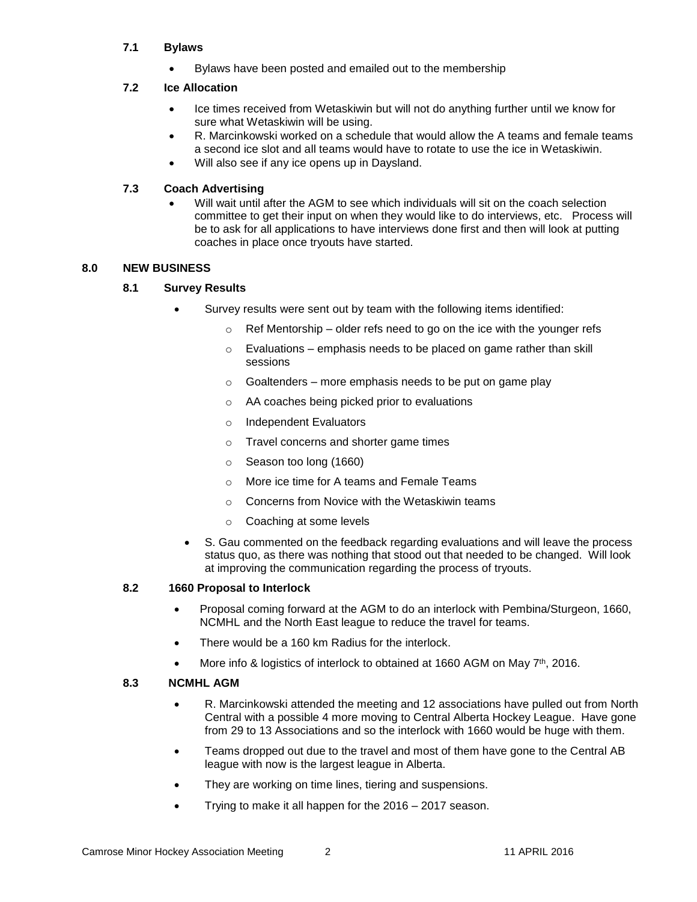### 7.1 Bylaws

- Bylaws have been posted and emailed out to the membership

### 7.2 Ice Allocation

- Ice times received from Wetaskiwin but will not do anything further until we know for sure what Wetaskiwin will be using.
- R. Marcinkowski worked on a schedule that would allow the A teams and female teams a second ice slot and all teams would have to rotate to use the ice in Wetaskiwin.
- Will also see if any ice opens up in Daysland.

### 7.3 Coach Advertising

- Will wait until after the AGM to see which individuals will sit on the coach selection committee to get their input on when they would like to do interviews, etc. Process will be to ask for all applications to have interviews done first and then will look at putting coaches in place once tryouts have started.

## 8.0 NEW BUSINESS

### 8.1 Survey Results

- Survey results were sent out by team with the following items identified:
  - Ref Mentorship – older refs need to go on the ice with the younger refs
  - Evaluations – emphasis needs to be placed on game rather than skill sessions
  - Goaltenders – more emphasis needs to be put on game play
  - AA coaches being picked prior to evaluations
  - Independent Evaluators
  - Travel concerns and shorter game times
  - Season too long (1660)
  - More ice time for A teams and Female Teams
  - Concerns from Novice with the Wetaskiwin teams
  - Coaching at some levels
- S. Gau commented on the feedback regarding evaluations and will leave the process status quo, as there was nothing that stood out that needed to be changed. Will look at improving the communication regarding the process of tryouts.

### 8.2 1660 Proposal to Interlock

- Proposal coming forward at the AGM to do an interlock with Pembina/Sturgeon, 1660, NCMHL and the North East league to reduce the travel for teams.
- There would be a 160 km Radius for the interlock.
- More info & logistics of interlock to obtained at 1660 AGM on May 7th, 2016.

### 8.3 NCMHL AGM

- R. Marcinkowski attended the meeting and 12 associations have pulled out from North Central with a possible 4 more moving to Central Alberta Hockey League. Have gone from 29 to 13 Associations and so the interlock with 1660 would be huge with them.
- Teams dropped out due to the travel and most of them have gone to the Central AB league with now is the largest league in Alberta.
- They are working on time lines, tiering and suspensions.
- Trying to make it all happen for the 2016 – 2017 season.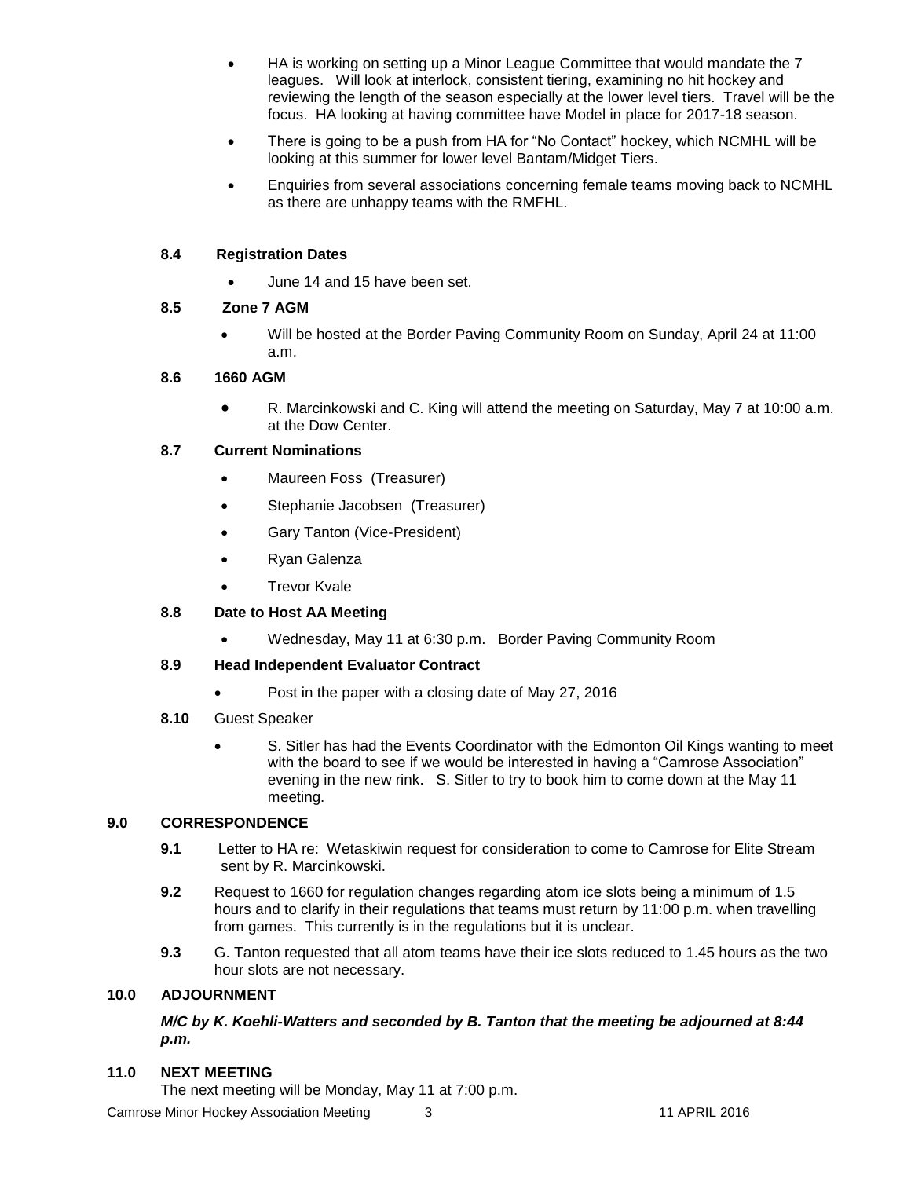- HA is working on setting up a Minor League Committee that would mandate the 7 leagues. Will look at interlock, consistent tiering, examining no hit hockey and reviewing the length of the season especially at the lower level tiers. Travel will be the focus. HA looking at having committee have Model in place for 2017-18 season.
- There is going to be a push from HA for "No Contact" hockey, which NCMHL will be looking at this summer for lower level Bantam/Midget Tiers.
- Enquiries from several associations concerning female teams moving back to NCMHL as there are unhappy teams with the RMFHL.

### 8.4 Registration Dates

- June 14 and 15 have been set.

### 8.5 Zone 7 AGM

- Will be hosted at the Border Paving Community Room on Sunday, April 24 at 11:00 a.m.

### 8.6 1660 AGM

- R. Marcinkowski and C. King will attend the meeting on Saturday, May 7 at 10:00 a.m. at the Dow Center.

### 8.7 Current Nominations

- Maureen Foss (Treasurer)
- Stephanie Jacobsen (Treasurer)
- Gary Tanton (Vice-President)
- Ryan Galenza
- Trevor Kvale

### 8.8 Date to Host AA Meeting

- Wednesday, May 11 at 6:30 p.m. Border Paving Community Room

### 8.9 Head Independent Evaluator Contract

- Post in the paper with a closing date of May 27, 2016

**8.10** Guest Speaker

- S. Sitler has had the Events Coordinator with the Edmonton Oil Kings wanting to meet with the board to see if we would be interested in having a "Camrose Association" evening in the new rink. S. Sitler to try to book him to come down at the May 11 meeting.

## 9.0 CORRESPONDENCE

**9.1** Letter to HA re: Wetaskiwin request for consideration to come to Camrose for Elite Stream sent by R. Marcinkowski.

**9.2** Request to 1660 for regulation changes regarding atom ice slots being a minimum of 1.5 hours and to clarify in their regulations that teams must return by 11:00 p.m. when travelling from games. This currently is in the regulations but it is unclear.

**9.3** G. Tanton requested that all atom teams have their ice slots reduced to 1.45 hours as the two hour slots are not necessary.

## 10.0 ADJOURNMENT

***M/C by K. Koehli-Watters and seconded by B. Tanton that the meeting be adjourned at 8:44 p.m.***

## 11.0 NEXT MEETING

The next meeting will be Monday, May 11 at 7:00 p.m.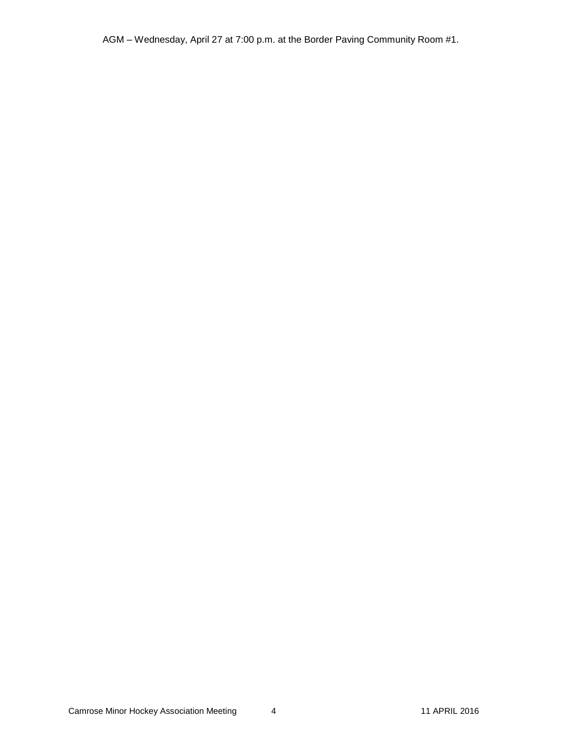AGM – Wednesday, April 27 at 7:00 p.m. at the Border Paving Community Room #1.